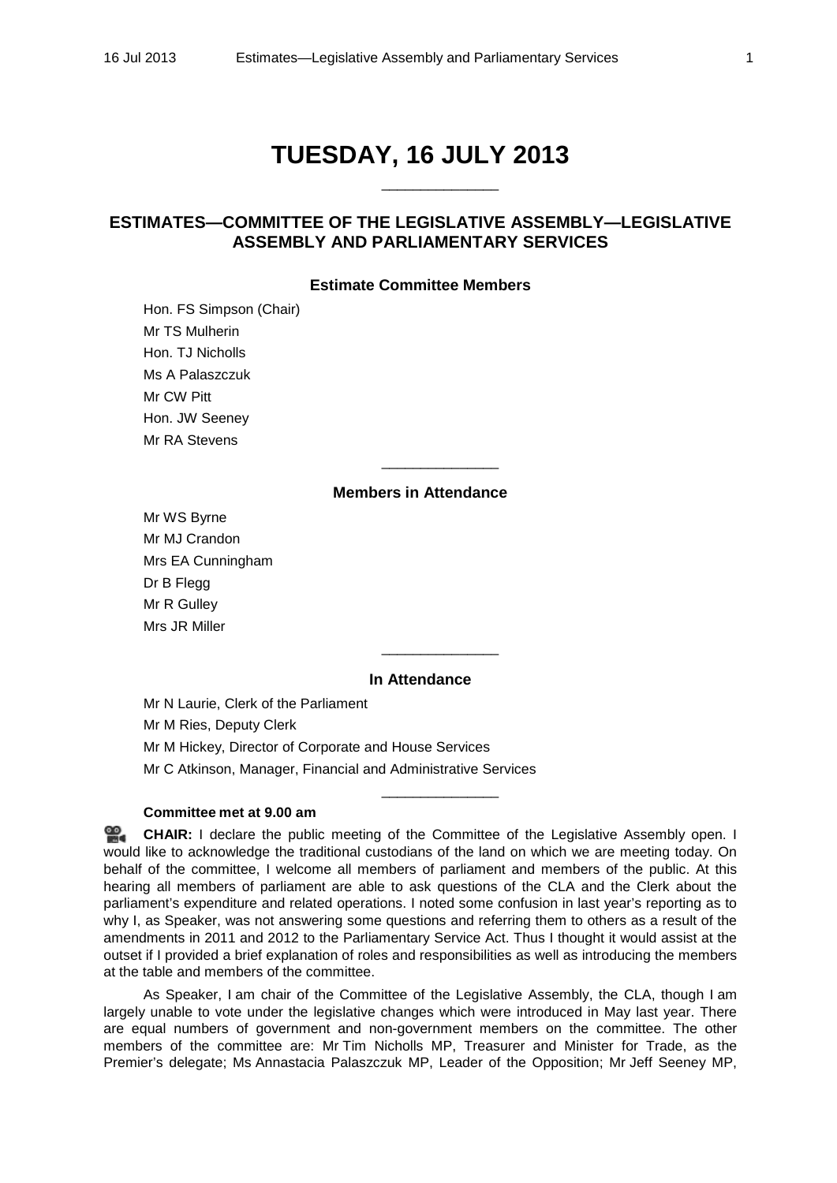# TUESDAY, 16 JULY 2013

______________

## ESTIMATES—COMMITTEE OF THE LEGISLATIVE ASSEMBLY—LEGISLATIVE ASSEMBLY AND PARLIAMENTARY SERVICES

### Estimate Committee Members

Hon. FS Simpson (Chair)
Mr TS Mulherin
Hon. TJ Nicholls
Ms A Palaszczuk
Mr CW Pitt
Hon. JW Seeney
Mr RA Stevens

______________

### Members in Attendance

Mr WS Byrne
Mr MJ Crandon
Mrs EA Cunningham
Dr B Flegg
Mr R Gulley
Mrs JR Miller

______________

### In Attendance

Mr N Laurie, Clerk of the Parliament
Mr M Ries, Deputy Clerk
Mr M Hickey, Director of Corporate and House Services
Mr C Atkinson, Manager, Financial and Administrative Services

______________

**Committee met at 9.00 am**

**CHAIR:** I declare the public meeting of the Committee of the Legislative Assembly open. I would like to acknowledge the traditional custodians of the land on which we are meeting today. On behalf of the committee, I welcome all members of parliament and members of the public. At this hearing all members of parliament are able to ask questions of the CLA and the Clerk about the parliament's expenditure and related operations. I noted some confusion in last year's reporting as to why I, as Speaker, was not answering some questions and referring them to others as a result of the amendments in 2011 and 2012 to the Parliamentary Service Act. Thus I thought it would assist at the outset if I provided a brief explanation of roles and responsibilities as well as introducing the members at the table and members of the committee.

As Speaker, I am chair of the Committee of the Legislative Assembly, the CLA, though I am largely unable to vote under the legislative changes which were introduced in May last year. There are equal numbers of government and non-government members on the committee. The other members of the committee are: Mr Tim Nicholls MP, Treasurer and Minister for Trade, as the Premier's delegate; Ms Annastacia Palaszczuk MP, Leader of the Opposition; Mr Jeff Seeney MP,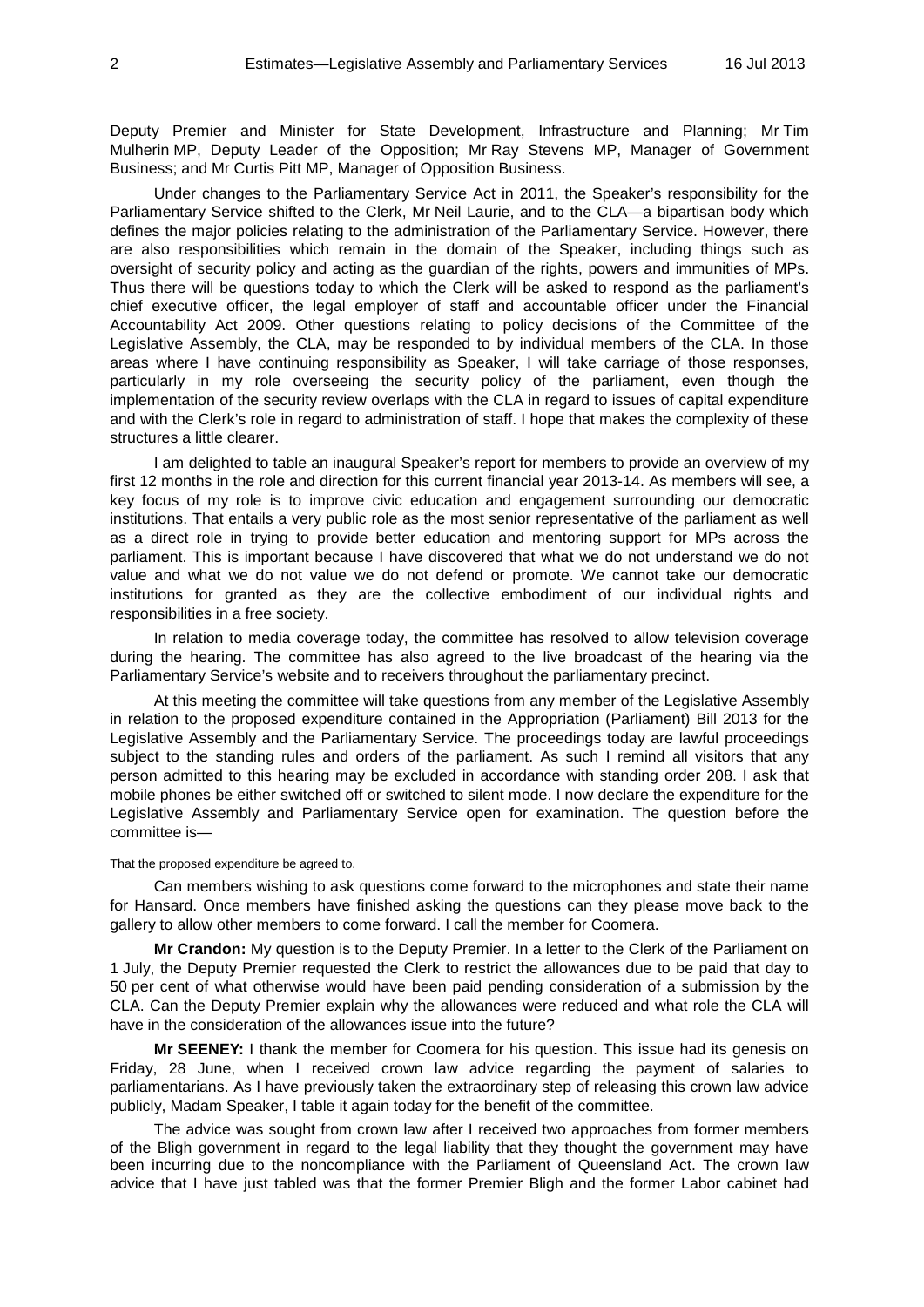Deputy Premier and Minister for State Development, Infrastructure and Planning; Mr Tim Mulherin MP, Deputy Leader of the Opposition; Mr Ray Stevens MP, Manager of Government Business; and Mr Curtis Pitt MP, Manager of Opposition Business.

Under changes to the Parliamentary Service Act in 2011, the Speaker's responsibility for the Parliamentary Service shifted to the Clerk, Mr Neil Laurie, and to the CLA—a bipartisan body which defines the major policies relating to the administration of the Parliamentary Service. However, there are also responsibilities which remain in the domain of the Speaker, including things such as oversight of security policy and acting as the guardian of the rights, powers and immunities of MPs. Thus there will be questions today to which the Clerk will be asked to respond as the parliament's chief executive officer, the legal employer of staff and accountable officer under the Financial Accountability Act 2009. Other questions relating to policy decisions of the Committee of the Legislative Assembly, the CLA, may be responded to by individual members of the CLA. In those areas where I have continuing responsibility as Speaker, I will take carriage of those responses, particularly in my role overseeing the security policy of the parliament, even though the implementation of the security review overlaps with the CLA in regard to issues of capital expenditure and with the Clerk's role in regard to administration of staff. I hope that makes the complexity of these structures a little clearer.

I am delighted to table an inaugural Speaker's report for members to provide an overview of my first 12 months in the role and direction for this current financial year 2013-14. As members will see, a key focus of my role is to improve civic education and engagement surrounding our democratic institutions. That entails a very public role as the most senior representative of the parliament as well as a direct role in trying to provide better education and mentoring support for MPs across the parliament. This is important because I have discovered that what we do not understand we do not value and what we do not value we do not defend or promote. We cannot take our democratic institutions for granted as they are the collective embodiment of our individual rights and responsibilities in a free society.

In relation to media coverage today, the committee has resolved to allow television coverage during the hearing. The committee has also agreed to the live broadcast of the hearing via the Parliamentary Service's website and to receivers throughout the parliamentary precinct.

At this meeting the committee will take questions from any member of the Legislative Assembly in relation to the proposed expenditure contained in the Appropriation (Parliament) Bill 2013 for the Legislative Assembly and the Parliamentary Service. The proceedings today are lawful proceedings subject to the standing rules and orders of the parliament. As such I remind all visitors that any person admitted to this hearing may be excluded in accordance with standing order 208. I ask that mobile phones be either switched off or switched to silent mode. I now declare the expenditure for the Legislative Assembly and Parliamentary Service open for examination. The question before the committee is—

That the proposed expenditure be agreed to.

Can members wishing to ask questions come forward to the microphones and state their name for Hansard. Once members have finished asking the questions can they please move back to the gallery to allow other members to come forward. I call the member for Coomera.

**Mr Crandon:** My question is to the Deputy Premier. In a letter to the Clerk of the Parliament on 1 July, the Deputy Premier requested the Clerk to restrict the allowances due to be paid that day to 50 per cent of what otherwise would have been paid pending consideration of a submission by the CLA. Can the Deputy Premier explain why the allowances were reduced and what role the CLA will have in the consideration of the allowances issue into the future?

**Mr SEENEY:** I thank the member for Coomera for his question. This issue had its genesis on Friday, 28 June, when I received crown law advice regarding the payment of salaries to parliamentarians. As I have previously taken the extraordinary step of releasing this crown law advice publicly, Madam Speaker, I table it again today for the benefit of the committee.

The advice was sought from crown law after I received two approaches from former members of the Bligh government in regard to the legal liability that they thought the government may have been incurring due to the noncompliance with the Parliament of Queensland Act. The crown law advice that I have just tabled was that the former Premier Bligh and the former Labor cabinet had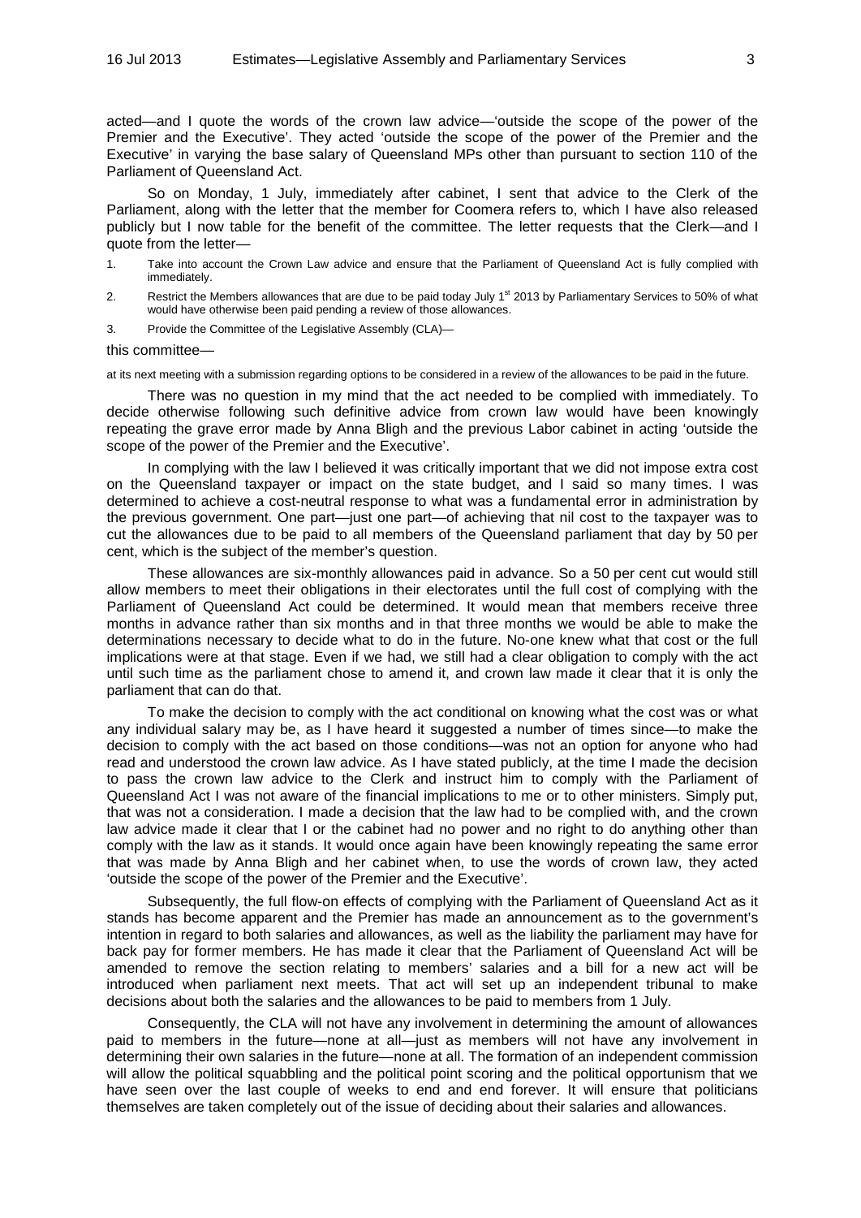acted—and I quote the words of the crown law advice—'outside the scope of the power of the Premier and the Executive'. They acted 'outside the scope of the power of the Premier and the Executive' in varying the base salary of Queensland MPs other than pursuant to section 110 of the Parliament of Queensland Act.

So on Monday, 1 July, immediately after cabinet, I sent that advice to the Clerk of the Parliament, along with the letter that the member for Coomera refers to, which I have also released publicly but I now table for the benefit of the committee. The letter requests that the Clerk—and I quote from the letter—

1. Take into account the Crown Law advice and ensure that the Parliament of Queensland Act is fully complied with immediately.
2. Restrict the Members allowances that are due to be paid today July 1st 2013 by Parliamentary Services to 50% of what would have otherwise been paid pending a review of those allowances.
3. Provide the Committee of the Legislative Assembly (CLA)—

this committee—

at its next meeting with a submission regarding options to be considered in a review of the allowances to be paid in the future.

There was no question in my mind that the act needed to be complied with immediately. To decide otherwise following such definitive advice from crown law would have been knowingly repeating the grave error made by Anna Bligh and the previous Labor cabinet in acting 'outside the scope of the power of the Premier and the Executive'.

In complying with the law I believed it was critically important that we did not impose extra cost on the Queensland taxpayer or impact on the state budget, and I said so many times. I was determined to achieve a cost-neutral response to what was a fundamental error in administration by the previous government. One part—just one part—of achieving that nil cost to the taxpayer was to cut the allowances due to be paid to all members of the Queensland parliament that day by 50 per cent, which is the subject of the member's question.

These allowances are six-monthly allowances paid in advance. So a 50 per cent cut would still allow members to meet their obligations in their electorates until the full cost of complying with the Parliament of Queensland Act could be determined. It would mean that members receive three months in advance rather than six months and in that three months we would be able to make the determinations necessary to decide what to do in the future. No-one knew what that cost or the full implications were at that stage. Even if we had, we still had a clear obligation to comply with the act until such time as the parliament chose to amend it, and crown law made it clear that it is only the parliament that can do that.

To make the decision to comply with the act conditional on knowing what the cost was or what any individual salary may be, as I have heard it suggested a number of times since—to make the decision to comply with the act based on those conditions—was not an option for anyone who had read and understood the crown law advice. As I have stated publicly, at the time I made the decision to pass the crown law advice to the Clerk and instruct him to comply with the Parliament of Queensland Act I was not aware of the financial implications to me or to other ministers. Simply put, that was not a consideration. I made a decision that the law had to be complied with, and the crown law advice made it clear that I or the cabinet had no power and no right to do anything other than comply with the law as it stands. It would once again have been knowingly repeating the same error that was made by Anna Bligh and her cabinet when, to use the words of crown law, they acted 'outside the scope of the power of the Premier and the Executive'.

Subsequently, the full flow-on effects of complying with the Parliament of Queensland Act as it stands has become apparent and the Premier has made an announcement as to the government's intention in regard to both salaries and allowances, as well as the liability the parliament may have for back pay for former members. He has made it clear that the Parliament of Queensland Act will be amended to remove the section relating to members' salaries and a bill for a new act will be introduced when parliament next meets. That act will set up an independent tribunal to make decisions about both the salaries and the allowances to be paid to members from 1 July.

Consequently, the CLA will not have any involvement in determining the amount of allowances paid to members in the future—none at all—just as members will not have any involvement in determining their own salaries in the future—none at all. The formation of an independent commission will allow the political squabbling and the political point scoring and the political opportunism that we have seen over the last couple of weeks to end and end forever. It will ensure that politicians themselves are taken completely out of the issue of deciding about their salaries and allowances.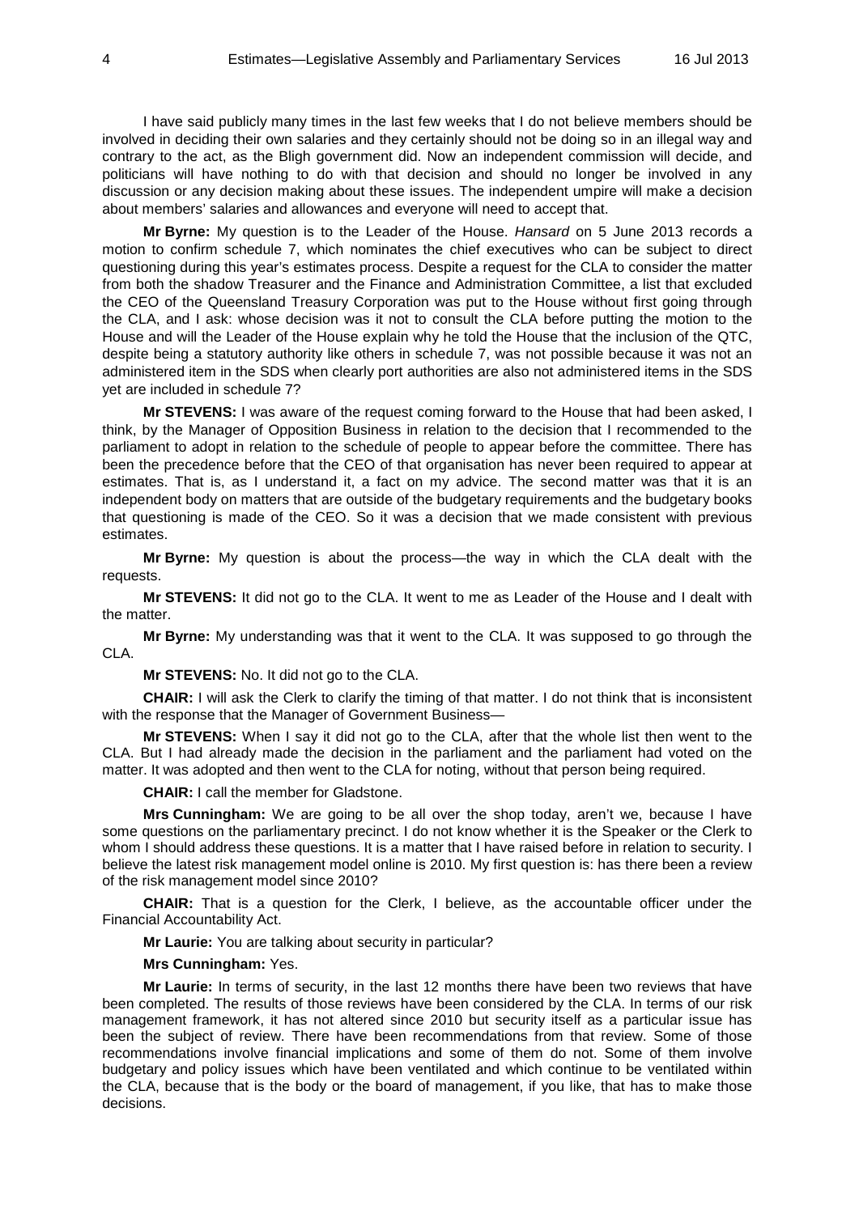I have said publicly many times in the last few weeks that I do not believe members should be involved in deciding their own salaries and they certainly should not be doing so in an illegal way and contrary to the act, as the Bligh government did. Now an independent commission will decide, and politicians will have nothing to do with that decision and should no longer be involved in any discussion or any decision making about these issues. The independent umpire will make a decision about members' salaries and allowances and everyone will need to accept that.

**Mr Byrne:** My question is to the Leader of the House. *Hansard* on 5 June 2013 records a motion to confirm schedule 7, which nominates the chief executives who can be subject to direct questioning during this year's estimates process. Despite a request for the CLA to consider the matter from both the shadow Treasurer and the Finance and Administration Committee, a list that excluded the CEO of the Queensland Treasury Corporation was put to the House without first going through the CLA, and I ask: whose decision was it not to consult the CLA before putting the motion to the House and will the Leader of the House explain why he told the House that the inclusion of the QTC, despite being a statutory authority like others in schedule 7, was not possible because it was not an administered item in the SDS when clearly port authorities are also not administered items in the SDS yet are included in schedule 7?

**Mr STEVENS:** I was aware of the request coming forward to the House that had been asked, I think, by the Manager of Opposition Business in relation to the decision that I recommended to the parliament to adopt in relation to the schedule of people to appear before the committee. There has been the precedence before that the CEO of that organisation has never been required to appear at estimates. That is, as I understand it, a fact on my advice. The second matter was that it is an independent body on matters that are outside of the budgetary requirements and the budgetary books that questioning is made of the CEO. So it was a decision that we made consistent with previous estimates.

**Mr Byrne:** My question is about the process—the way in which the CLA dealt with the requests.

**Mr STEVENS:** It did not go to the CLA. It went to me as Leader of the House and I dealt with the matter.

**Mr Byrne:** My understanding was that it went to the CLA. It was supposed to go through the CLA.

**Mr STEVENS:** No. It did not go to the CLA.

**CHAIR:** I will ask the Clerk to clarify the timing of that matter. I do not think that is inconsistent with the response that the Manager of Government Business—

**Mr STEVENS:** When I say it did not go to the CLA, after that the whole list then went to the CLA. But I had already made the decision in the parliament and the parliament had voted on the matter. It was adopted and then went to the CLA for noting, without that person being required.

**CHAIR:** I call the member for Gladstone.

**Mrs Cunningham:** We are going to be all over the shop today, aren't we, because I have some questions on the parliamentary precinct. I do not know whether it is the Speaker or the Clerk to whom I should address these questions. It is a matter that I have raised before in relation to security. I believe the latest risk management model online is 2010. My first question is: has there been a review of the risk management model since 2010?

**CHAIR:** That is a question for the Clerk, I believe, as the accountable officer under the Financial Accountability Act.

**Mr Laurie:** You are talking about security in particular?

**Mrs Cunningham:** Yes.

**Mr Laurie:** In terms of security, in the last 12 months there have been two reviews that have been completed. The results of those reviews have been considered by the CLA. In terms of our risk management framework, it has not altered since 2010 but security itself as a particular issue has been the subject of review. There have been recommendations from that review. Some of those recommendations involve financial implications and some of them do not. Some of them involve budgetary and policy issues which have been ventilated and which continue to be ventilated within the CLA, because that is the body or the board of management, if you like, that has to make those decisions.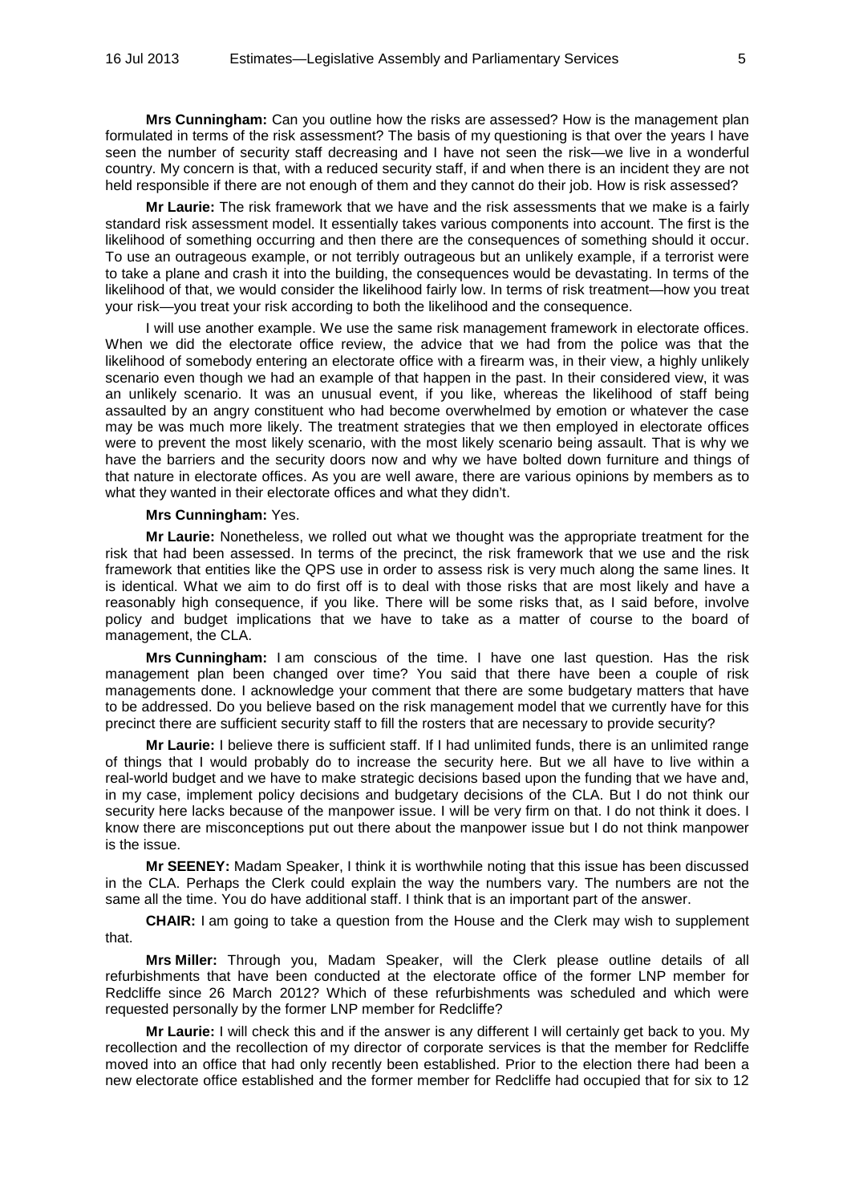**Mrs Cunningham:** Can you outline how the risks are assessed? How is the management plan formulated in terms of the risk assessment? The basis of my questioning is that over the years I have seen the number of security staff decreasing and I have not seen the risk—we live in a wonderful country. My concern is that, with a reduced security staff, if and when there is an incident they are not held responsible if there are not enough of them and they cannot do their job. How is risk assessed?

**Mr Laurie:** The risk framework that we have and the risk assessments that we make is a fairly standard risk assessment model. It essentially takes various components into account. The first is the likelihood of something occurring and then there are the consequences of something should it occur. To use an outrageous example, or not terribly outrageous but an unlikely example, if a terrorist were to take a plane and crash it into the building, the consequences would be devastating. In terms of the likelihood of that, we would consider the likelihood fairly low. In terms of risk treatment—how you treat your risk—you treat your risk according to both the likelihood and the consequence.

I will use another example. We use the same risk management framework in electorate offices. When we did the electorate office review, the advice that we had from the police was that the likelihood of somebody entering an electorate office with a firearm was, in their view, a highly unlikely scenario even though we had an example of that happen in the past. In their considered view, it was an unlikely scenario. It was an unusual event, if you like, whereas the likelihood of staff being assaulted by an angry constituent who had become overwhelmed by emotion or whatever the case may be was much more likely. The treatment strategies that we then employed in electorate offices were to prevent the most likely scenario, with the most likely scenario being assault. That is why we have the barriers and the security doors now and why we have bolted down furniture and things of that nature in electorate offices. As you are well aware, there are various opinions by members as to what they wanted in their electorate offices and what they didn't.

**Mrs Cunningham:** Yes.

**Mr Laurie:** Nonetheless, we rolled out what we thought was the appropriate treatment for the risk that had been assessed. In terms of the precinct, the risk framework that we use and the risk framework that entities like the QPS use in order to assess risk is very much along the same lines. It is identical. What we aim to do first off is to deal with those risks that are most likely and have a reasonably high consequence, if you like. There will be some risks that, as I said before, involve policy and budget implications that we have to take as a matter of course to the board of management, the CLA.

**Mrs Cunningham:** I am conscious of the time. I have one last question. Has the risk management plan been changed over time? You said that there have been a couple of risk managements done. I acknowledge your comment that there are some budgetary matters that have to be addressed. Do you believe based on the risk management model that we currently have for this precinct there are sufficient security staff to fill the rosters that are necessary to provide security?

**Mr Laurie:** I believe there is sufficient staff. If I had unlimited funds, there is an unlimited range of things that I would probably do to increase the security here. But we all have to live within a real-world budget and we have to make strategic decisions based upon the funding that we have and, in my case, implement policy decisions and budgetary decisions of the CLA. But I do not think our security here lacks because of the manpower issue. I will be very firm on that. I do not think it does. I know there are misconceptions put out there about the manpower issue but I do not think manpower is the issue.

**Mr SEENEY:** Madam Speaker, I think it is worthwhile noting that this issue has been discussed in the CLA. Perhaps the Clerk could explain the way the numbers vary. The numbers are not the same all the time. You do have additional staff. I think that is an important part of the answer.

**CHAIR:** I am going to take a question from the House and the Clerk may wish to supplement that.

**Mrs Miller:** Through you, Madam Speaker, will the Clerk please outline details of all refurbishments that have been conducted at the electorate office of the former LNP member for Redcliffe since 26 March 2012? Which of these refurbishments was scheduled and which were requested personally by the former LNP member for Redcliffe?

**Mr Laurie:** I will check this and if the answer is any different I will certainly get back to you. My recollection and the recollection of my director of corporate services is that the member for Redcliffe moved into an office that had only recently been established. Prior to the election there had been a new electorate office established and the former member for Redcliffe had occupied that for six to 12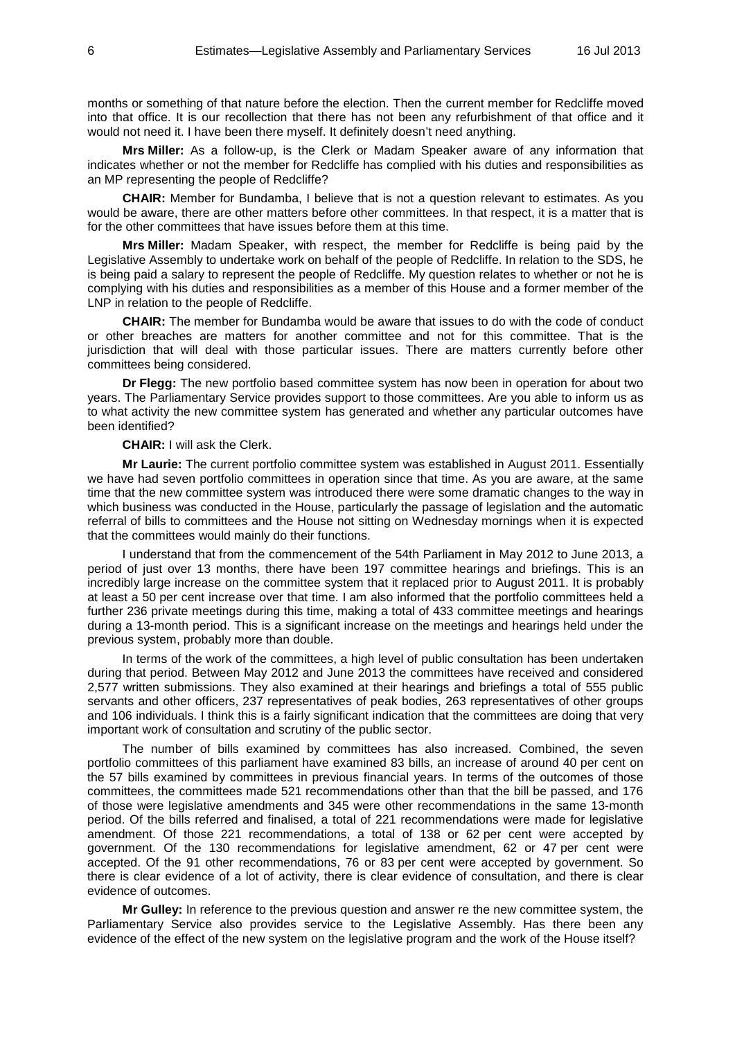months or something of that nature before the election. Then the current member for Redcliffe moved into that office. It is our recollection that there has not been any refurbishment of that office and it would not need it. I have been there myself. It definitely doesn't need anything.

**Mrs Miller:** As a follow-up, is the Clerk or Madam Speaker aware of any information that indicates whether or not the member for Redcliffe has complied with his duties and responsibilities as an MP representing the people of Redcliffe?

**CHAIR:** Member for Bundamba, I believe that is not a question relevant to estimates. As you would be aware, there are other matters before other committees. In that respect, it is a matter that is for the other committees that have issues before them at this time.

**Mrs Miller:** Madam Speaker, with respect, the member for Redcliffe is being paid by the Legislative Assembly to undertake work on behalf of the people of Redcliffe. In relation to the SDS, he is being paid a salary to represent the people of Redcliffe. My question relates to whether or not he is complying with his duties and responsibilities as a member of this House and a former member of the LNP in relation to the people of Redcliffe.

**CHAIR:** The member for Bundamba would be aware that issues to do with the code of conduct or other breaches are matters for another committee and not for this committee. That is the jurisdiction that will deal with those particular issues. There are matters currently before other committees being considered.

**Dr Flegg:** The new portfolio based committee system has now been in operation for about two years. The Parliamentary Service provides support to those committees. Are you able to inform us as to what activity the new committee system has generated and whether any particular outcomes have been identified?

**CHAIR:** I will ask the Clerk.

**Mr Laurie:** The current portfolio committee system was established in August 2011. Essentially we have had seven portfolio committees in operation since that time. As you are aware, at the same time that the new committee system was introduced there were some dramatic changes to the way in which business was conducted in the House, particularly the passage of legislation and the automatic referral of bills to committees and the House not sitting on Wednesday mornings when it is expected that the committees would mainly do their functions.

I understand that from the commencement of the 54th Parliament in May 2012 to June 2013, a period of just over 13 months, there have been 197 committee hearings and briefings. This is an incredibly large increase on the committee system that it replaced prior to August 2011. It is probably at least a 50 per cent increase over that time. I am also informed that the portfolio committees held a further 236 private meetings during this time, making a total of 433 committee meetings and hearings during a 13-month period. This is a significant increase on the meetings and hearings held under the previous system, probably more than double.

In terms of the work of the committees, a high level of public consultation has been undertaken during that period. Between May 2012 and June 2013 the committees have received and considered 2,577 written submissions. They also examined at their hearings and briefings a total of 555 public servants and other officers, 237 representatives of peak bodies, 263 representatives of other groups and 106 individuals. I think this is a fairly significant indication that the committees are doing that very important work of consultation and scrutiny of the public sector.

The number of bills examined by committees has also increased. Combined, the seven portfolio committees of this parliament have examined 83 bills, an increase of around 40 per cent on the 57 bills examined by committees in previous financial years. In terms of the outcomes of those committees, the committees made 521 recommendations other than that the bill be passed, and 176 of those were legislative amendments and 345 were other recommendations in the same 13-month period. Of the bills referred and finalised, a total of 221 recommendations were made for legislative amendment. Of those 221 recommendations, a total of 138 or 62 per cent were accepted by government. Of the 130 recommendations for legislative amendment, 62 or 47 per cent were accepted. Of the 91 other recommendations, 76 or 83 per cent were accepted by government. So there is clear evidence of a lot of activity, there is clear evidence of consultation, and there is clear evidence of outcomes.

**Mr Gulley:** In reference to the previous question and answer re the new committee system, the Parliamentary Service also provides service to the Legislative Assembly. Has there been any evidence of the effect of the new system on the legislative program and the work of the House itself?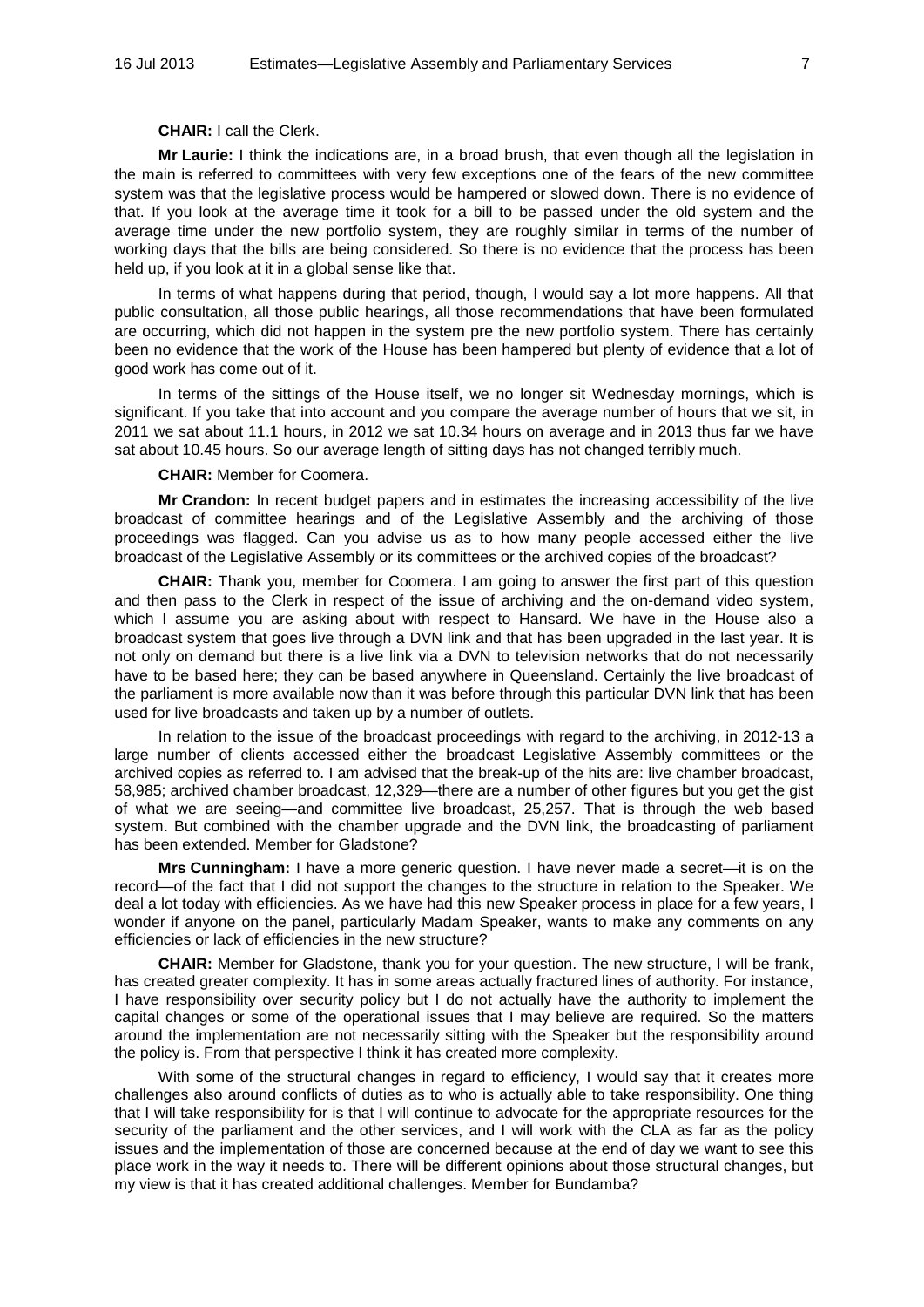**CHAIR:** I call the Clerk.

**Mr Laurie:** I think the indications are, in a broad brush, that even though all the legislation in the main is referred to committees with very few exceptions one of the fears of the new committee system was that the legislative process would be hampered or slowed down. There is no evidence of that. If you look at the average time it took for a bill to be passed under the old system and the average time under the new portfolio system, they are roughly similar in terms of the number of working days that the bills are being considered. So there is no evidence that the process has been held up, if you look at it in a global sense like that.

In terms of what happens during that period, though, I would say a lot more happens. All that public consultation, all those public hearings, all those recommendations that have been formulated are occurring, which did not happen in the system pre the new portfolio system. There has certainly been no evidence that the work of the House has been hampered but plenty of evidence that a lot of good work has come out of it.

In terms of the sittings of the House itself, we no longer sit Wednesday mornings, which is significant. If you take that into account and you compare the average number of hours that we sit, in 2011 we sat about 11.1 hours, in 2012 we sat 10.34 hours on average and in 2013 thus far we have sat about 10.45 hours. So our average length of sitting days has not changed terribly much.

**CHAIR:** Member for Coomera.

**Mr Crandon:** In recent budget papers and in estimates the increasing accessibility of the live broadcast of committee hearings and of the Legislative Assembly and the archiving of those proceedings was flagged. Can you advise us as to how many people accessed either the live broadcast of the Legislative Assembly or its committees or the archived copies of the broadcast?

**CHAIR:** Thank you, member for Coomera. I am going to answer the first part of this question and then pass to the Clerk in respect of the issue of archiving and the on-demand video system, which I assume you are asking about with respect to Hansard. We have in the House also a broadcast system that goes live through a DVN link and that has been upgraded in the last year. It is not only on demand but there is a live link via a DVN to television networks that do not necessarily have to be based here; they can be based anywhere in Queensland. Certainly the live broadcast of the parliament is more available now than it was before through this particular DVN link that has been used for live broadcasts and taken up by a number of outlets.

In relation to the issue of the broadcast proceedings with regard to the archiving, in 2012-13 a large number of clients accessed either the broadcast Legislative Assembly committees or the archived copies as referred to. I am advised that the break-up of the hits are: live chamber broadcast, 58,985; archived chamber broadcast, 12,329—there are a number of other figures but you get the gist of what we are seeing—and committee live broadcast, 25,257. That is through the web based system. But combined with the chamber upgrade and the DVN link, the broadcasting of parliament has been extended. Member for Gladstone?

**Mrs Cunningham:** I have a more generic question. I have never made a secret—it is on the record—of the fact that I did not support the changes to the structure in relation to the Speaker. We deal a lot today with efficiencies. As we have had this new Speaker process in place for a few years, I wonder if anyone on the panel, particularly Madam Speaker, wants to make any comments on any efficiencies or lack of efficiencies in the new structure?

**CHAIR:** Member for Gladstone, thank you for your question. The new structure, I will be frank, has created greater complexity. It has in some areas actually fractured lines of authority. For instance, I have responsibility over security policy but I do not actually have the authority to implement the capital changes or some of the operational issues that I may believe are required. So the matters around the implementation are not necessarily sitting with the Speaker but the responsibility around the policy is. From that perspective I think it has created more complexity.

With some of the structural changes in regard to efficiency, I would say that it creates more challenges also around conflicts of duties as to who is actually able to take responsibility. One thing that I will take responsibility for is that I will continue to advocate for the appropriate resources for the security of the parliament and the other services, and I will work with the CLA as far as the policy issues and the implementation of those are concerned because at the end of day we want to see this place work in the way it needs to. There will be different opinions about those structural changes, but my view is that it has created additional challenges. Member for Bundamba?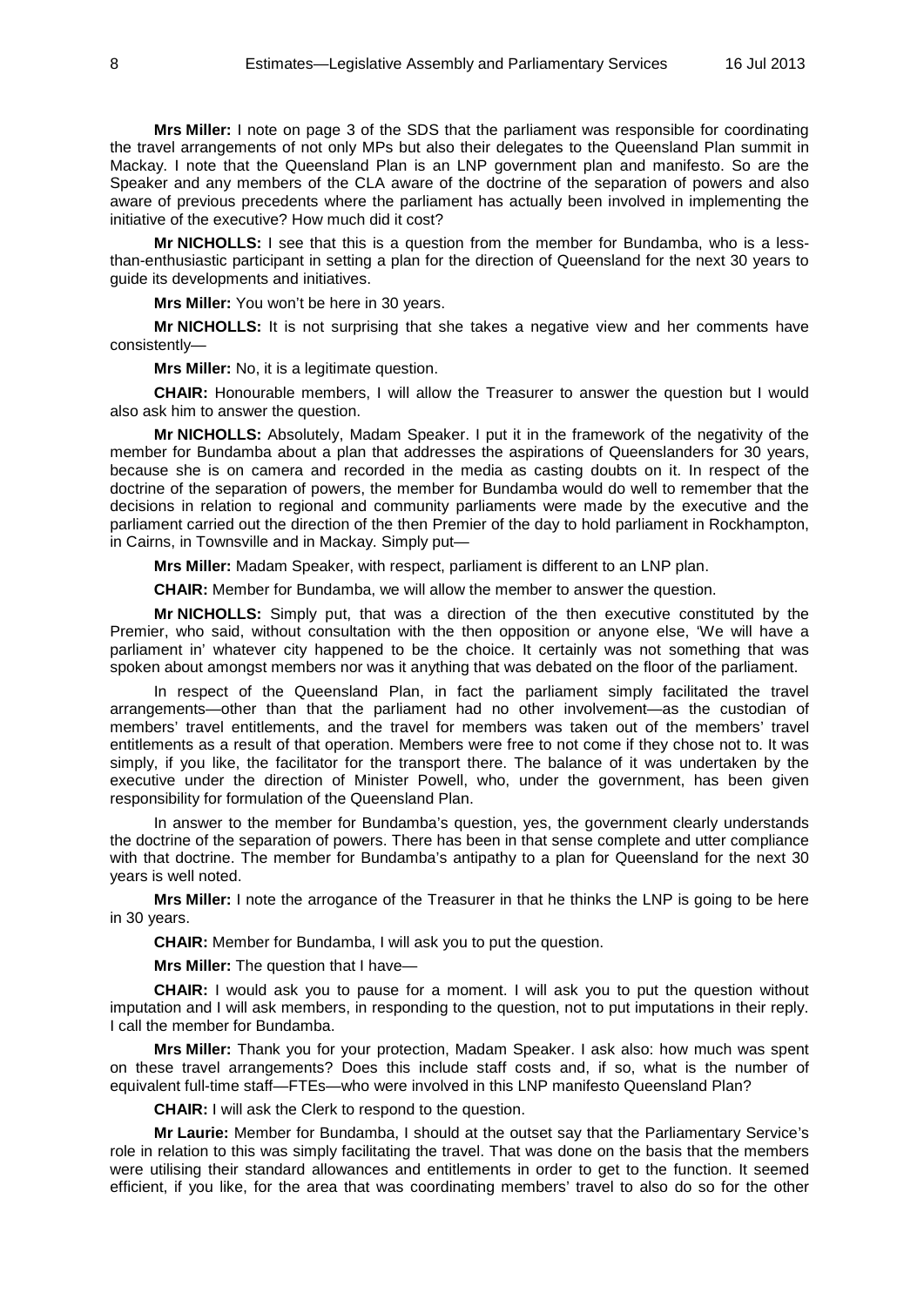**Mrs Miller:** I note on page 3 of the SDS that the parliament was responsible for coordinating the travel arrangements of not only MPs but also their delegates to the Queensland Plan summit in Mackay. I note that the Queensland Plan is an LNP government plan and manifesto. So are the Speaker and any members of the CLA aware of the doctrine of the separation of powers and also aware of previous precedents where the parliament has actually been involved in implementing the initiative of the executive? How much did it cost?

**Mr NICHOLLS:** I see that this is a question from the member for Bundamba, who is a less-than-enthusiastic participant in setting a plan for the direction of Queensland for the next 30 years to guide its developments and initiatives.

**Mrs Miller:** You won't be here in 30 years.

**Mr NICHOLLS:** It is not surprising that she takes a negative view and her comments have consistently—

**Mrs Miller:** No, it is a legitimate question.

**CHAIR:** Honourable members, I will allow the Treasurer to answer the question but I would also ask him to answer the question.

**Mr NICHOLLS:** Absolutely, Madam Speaker. I put it in the framework of the negativity of the member for Bundamba about a plan that addresses the aspirations of Queenslanders for 30 years, because she is on camera and recorded in the media as casting doubts on it. In respect of the doctrine of the separation of powers, the member for Bundamba would do well to remember that the decisions in relation to regional and community parliaments were made by the executive and the parliament carried out the direction of the then Premier of the day to hold parliament in Rockhampton, in Cairns, in Townsville and in Mackay. Simply put—

**Mrs Miller:** Madam Speaker, with respect, parliament is different to an LNP plan.

**CHAIR:** Member for Bundamba, we will allow the member to answer the question.

**Mr NICHOLLS:** Simply put, that was a direction of the then executive constituted by the Premier, who said, without consultation with the then opposition or anyone else, 'We will have a parliament in' whatever city happened to be the choice. It certainly was not something that was spoken about amongst members nor was it anything that was debated on the floor of the parliament.

In respect of the Queensland Plan, in fact the parliament simply facilitated the travel arrangements—other than that the parliament had no other involvement—as the custodian of members' travel entitlements, and the travel for members was taken out of the members' travel entitlements as a result of that operation. Members were free to not come if they chose not to. It was simply, if you like, the facilitator for the transport there. The balance of it was undertaken by the executive under the direction of Minister Powell, who, under the government, has been given responsibility for formulation of the Queensland Plan.

In answer to the member for Bundamba's question, yes, the government clearly understands the doctrine of the separation of powers. There has been in that sense complete and utter compliance with that doctrine. The member for Bundamba's antipathy to a plan for Queensland for the next 30 years is well noted.

**Mrs Miller:** I note the arrogance of the Treasurer in that he thinks the LNP is going to be here in 30 years.

**CHAIR:** Member for Bundamba, I will ask you to put the question.

**Mrs Miller:** The question that I have—

**CHAIR:** I would ask you to pause for a moment. I will ask you to put the question without imputation and I will ask members, in responding to the question, not to put imputations in their reply. I call the member for Bundamba.

**Mrs Miller:** Thank you for your protection, Madam Speaker. I ask also: how much was spent on these travel arrangements? Does this include staff costs and, if so, what is the number of equivalent full-time staff—FTEs—who were involved in this LNP manifesto Queensland Plan?

**CHAIR:** I will ask the Clerk to respond to the question.

**Mr Laurie:** Member for Bundamba, I should at the outset say that the Parliamentary Service's role in relation to this was simply facilitating the travel. That was done on the basis that the members were utilising their standard allowances and entitlements in order to get to the function. It seemed efficient, if you like, for the area that was coordinating members' travel to also do so for the other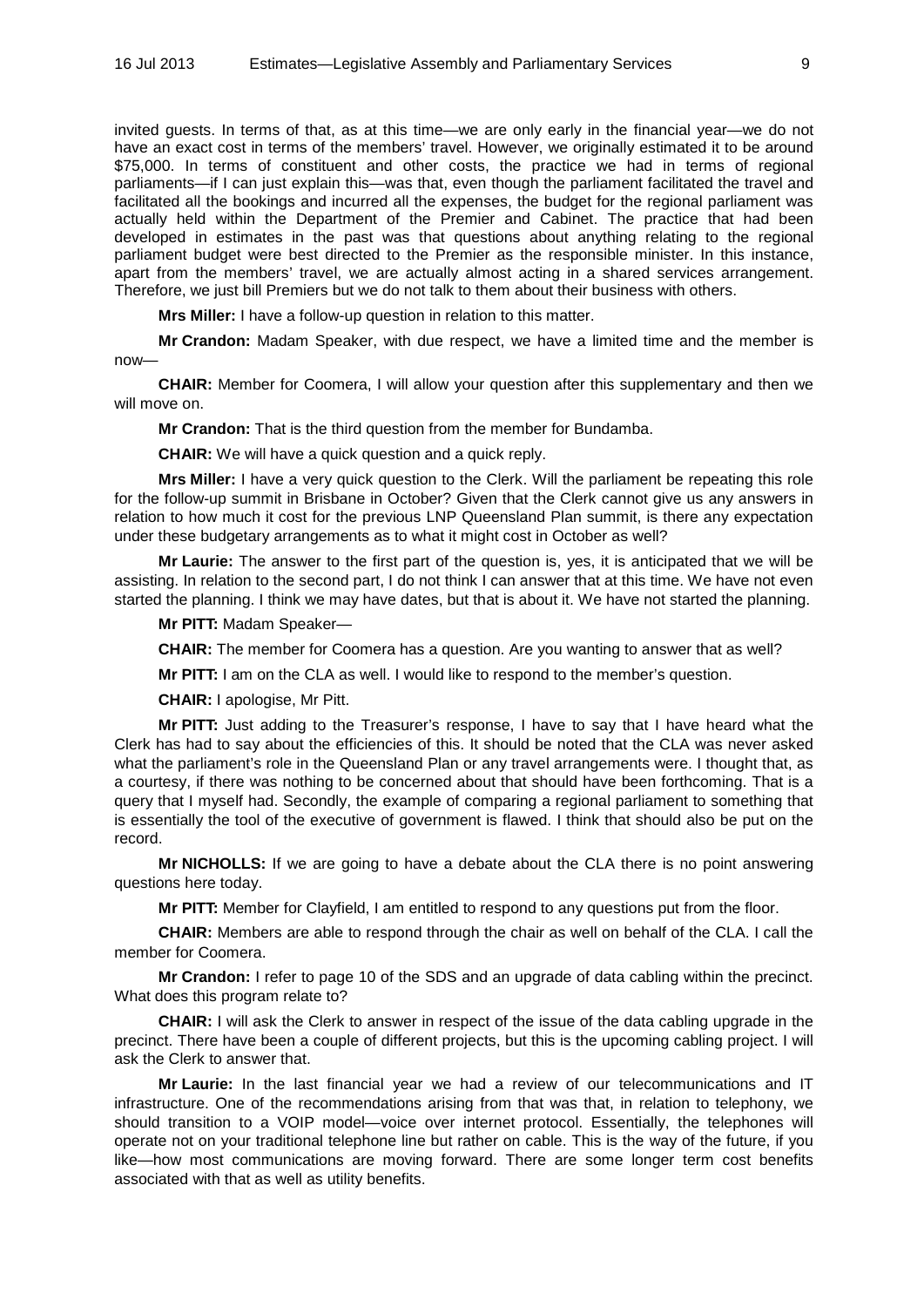invited guests. In terms of that, as at this time—we are only early in the financial year—we do not have an exact cost in terms of the members' travel. However, we originally estimated it to be around $75,000. In terms of constituent and other costs, the practice we had in terms of regional parliaments—if I can just explain this—was that, even though the parliament facilitated the travel and facilitated all the bookings and incurred all the expenses, the budget for the regional parliament was actually held within the Department of the Premier and Cabinet. The practice that had been developed in estimates in the past was that questions about anything relating to the regional parliament budget were best directed to the Premier as the responsible minister. In this instance, apart from the members' travel, we are actually almost acting in a shared services arrangement. Therefore, we just bill Premiers but we do not talk to them about their business with others.

**Mrs Miller:** I have a follow-up question in relation to this matter.

**Mr Crandon:** Madam Speaker, with due respect, we have a limited time and the member is now—

**CHAIR:** Member for Coomera, I will allow your question after this supplementary and then we will move on.

**Mr Crandon:** That is the third question from the member for Bundamba.

**CHAIR:** We will have a quick question and a quick reply.

**Mrs Miller:** I have a very quick question to the Clerk. Will the parliament be repeating this role for the follow-up summit in Brisbane in October? Given that the Clerk cannot give us any answers in relation to how much it cost for the previous LNP Queensland Plan summit, is there any expectation under these budgetary arrangements as to what it might cost in October as well?

**Mr Laurie:** The answer to the first part of the question is, yes, it is anticipated that we will be assisting. In relation to the second part, I do not think I can answer that at this time. We have not even started the planning. I think we may have dates, but that is about it. We have not started the planning.

**Mr PITT:** Madam Speaker—

**CHAIR:** The member for Coomera has a question. Are you wanting to answer that as well?

**Mr PITT:** I am on the CLA as well. I would like to respond to the member's question.

**CHAIR:** I apologise, Mr Pitt.

**Mr PITT:** Just adding to the Treasurer's response, I have to say that I have heard what the Clerk has had to say about the efficiencies of this. It should be noted that the CLA was never asked what the parliament's role in the Queensland Plan or any travel arrangements were. I thought that, as a courtesy, if there was nothing to be concerned about that should have been forthcoming. That is a query that I myself had. Secondly, the example of comparing a regional parliament to something that is essentially the tool of the executive of government is flawed. I think that should also be put on the record.

**Mr NICHOLLS:** If we are going to have a debate about the CLA there is no point answering questions here today.

**Mr PITT:** Member for Clayfield, I am entitled to respond to any questions put from the floor.

**CHAIR:** Members are able to respond through the chair as well on behalf of the CLA. I call the member for Coomera.

**Mr Crandon:** I refer to page 10 of the SDS and an upgrade of data cabling within the precinct. What does this program relate to?

**CHAIR:** I will ask the Clerk to answer in respect of the issue of the data cabling upgrade in the precinct. There have been a couple of different projects, but this is the upcoming cabling project. I will ask the Clerk to answer that.

**Mr Laurie:** In the last financial year we had a review of our telecommunications and IT infrastructure. One of the recommendations arising from that was that, in relation to telephony, we should transition to a VOIP model—voice over internet protocol. Essentially, the telephones will operate not on your traditional telephone line but rather on cable. This is the way of the future, if you like—how most communications are moving forward. There are some longer term cost benefits associated with that as well as utility benefits.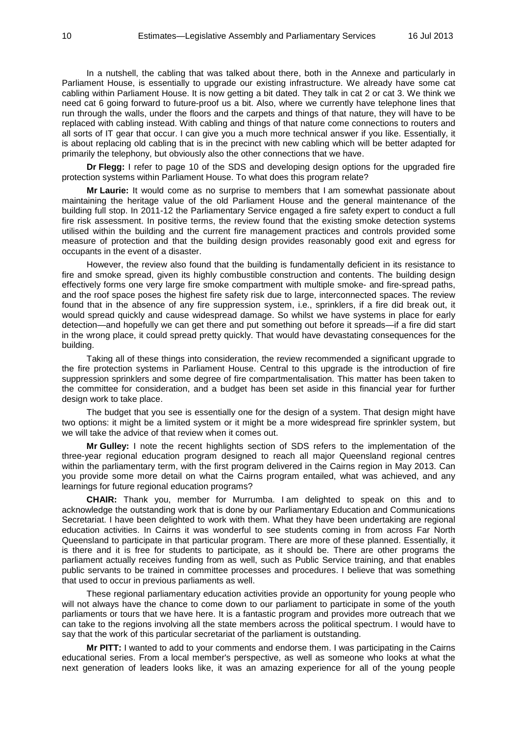In a nutshell, the cabling that was talked about there, both in the Annexe and particularly in Parliament House, is essentially to upgrade our existing infrastructure. We already have some cat cabling within Parliament House. It is now getting a bit dated. They talk in cat 2 or cat 3. We think we need cat 6 going forward to future-proof us a bit. Also, where we currently have telephone lines that run through the walls, under the floors and the carpets and things of that nature, they will have to be replaced with cabling instead. With cabling and things of that nature come connections to routers and all sorts of IT gear that occur. I can give you a much more technical answer if you like. Essentially, it is about replacing old cabling that is in the precinct with new cabling which will be better adapted for primarily the telephony, but obviously also the other connections that we have.

**Dr Flegg:** I refer to page 10 of the SDS and developing design options for the upgraded fire protection systems within Parliament House. To what does this program relate?

**Mr Laurie:** It would come as no surprise to members that I am somewhat passionate about maintaining the heritage value of the old Parliament House and the general maintenance of the building full stop. In 2011-12 the Parliamentary Service engaged a fire safety expert to conduct a full fire risk assessment. In positive terms, the review found that the existing smoke detection systems utilised within the building and the current fire management practices and controls provided some measure of protection and that the building design provides reasonably good exit and egress for occupants in the event of a disaster.

However, the review also found that the building is fundamentally deficient in its resistance to fire and smoke spread, given its highly combustible construction and contents. The building design effectively forms one very large fire smoke compartment with multiple smoke- and fire-spread paths, and the roof space poses the highest fire safety risk due to large, interconnected spaces. The review found that in the absence of any fire suppression system, i.e., sprinklers, if a fire did break out, it would spread quickly and cause widespread damage. So whilst we have systems in place for early detection—and hopefully we can get there and put something out before it spreads—if a fire did start in the wrong place, it could spread pretty quickly. That would have devastating consequences for the building.

Taking all of these things into consideration, the review recommended a significant upgrade to the fire protection systems in Parliament House. Central to this upgrade is the introduction of fire suppression sprinklers and some degree of fire compartmentalisation. This matter has been taken to the committee for consideration, and a budget has been set aside in this financial year for further design work to take place.

The budget that you see is essentially one for the design of a system. That design might have two options: it might be a limited system or it might be a more widespread fire sprinkler system, but we will take the advice of that review when it comes out.

**Mr Gulley:** I note the recent highlights section of SDS refers to the implementation of the three-year regional education program designed to reach all major Queensland regional centres within the parliamentary term, with the first program delivered in the Cairns region in May 2013. Can you provide some more detail on what the Cairns program entailed, what was achieved, and any learnings for future regional education programs?

**CHAIR:** Thank you, member for Murrumba. I am delighted to speak on this and to acknowledge the outstanding work that is done by our Parliamentary Education and Communications Secretariat. I have been delighted to work with them. What they have been undertaking are regional education activities. In Cairns it was wonderful to see students coming in from across Far North Queensland to participate in that particular program. There are more of these planned. Essentially, it is there and it is free for students to participate, as it should be. There are other programs the parliament actually receives funding from as well, such as Public Service training, and that enables public servants to be trained in committee processes and procedures. I believe that was something that used to occur in previous parliaments as well.

These regional parliamentary education activities provide an opportunity for young people who will not always have the chance to come down to our parliament to participate in some of the youth parliaments or tours that we have here. It is a fantastic program and provides more outreach that we can take to the regions involving all the state members across the political spectrum. I would have to say that the work of this particular secretariat of the parliament is outstanding.

**Mr PITT:** I wanted to add to your comments and endorse them. I was participating in the Cairns educational series. From a local member's perspective, as well as someone who looks at what the next generation of leaders looks like, it was an amazing experience for all of the young people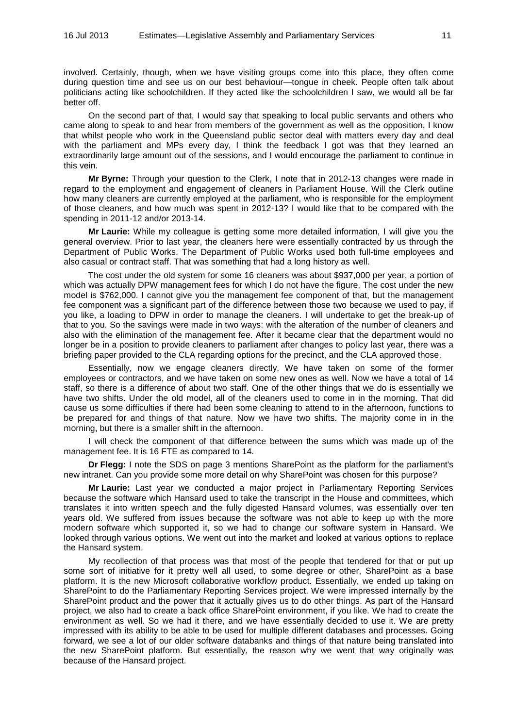involved. Certainly, though, when we have visiting groups come into this place, they often come during question time and see us on our best behaviour—tongue in cheek. People often talk about politicians acting like schoolchildren. If they acted like the schoolchildren I saw, we would all be far better off.

On the second part of that, I would say that speaking to local public servants and others who came along to speak to and hear from members of the government as well as the opposition, I know that whilst people who work in the Queensland public sector deal with matters every day and deal with the parliament and MPs every day, I think the feedback I got was that they learned an extraordinarily large amount out of the sessions, and I would encourage the parliament to continue in this vein.

**Mr Byrne:** Through your question to the Clerk, I note that in 2012-13 changes were made in regard to the employment and engagement of cleaners in Parliament House. Will the Clerk outline how many cleaners are currently employed at the parliament, who is responsible for the employment of those cleaners, and how much was spent in 2012-13? I would like that to be compared with the spending in 2011-12 and/or 2013-14.

**Mr Laurie:** While my colleague is getting some more detailed information, I will give you the general overview. Prior to last year, the cleaners here were essentially contracted by us through the Department of Public Works. The Department of Public Works used both full-time employees and also casual or contract staff. That was something that had a long history as well.

The cost under the old system for some 16 cleaners was about $937,000 per year, a portion of which was actually DPW management fees for which I do not have the figure. The cost under the new model is $762,000. I cannot give you the management fee component of that, but the management fee component was a significant part of the difference between those two because we used to pay, if you like, a loading to DPW in order to manage the cleaners. I will undertake to get the break-up of that to you. So the savings were made in two ways: with the alteration of the number of cleaners and also with the elimination of the management fee. After it became clear that the department would no longer be in a position to provide cleaners to parliament after changes to policy last year, there was a briefing paper provided to the CLA regarding options for the precinct, and the CLA approved those.

Essentially, now we engage cleaners directly. We have taken on some of the former employees or contractors, and we have taken on some new ones as well. Now we have a total of 14 staff, so there is a difference of about two staff. One of the other things that we do is essentially we have two shifts. Under the old model, all of the cleaners used to come in in the morning. That did cause us some difficulties if there had been some cleaning to attend to in the afternoon, functions to be prepared for and things of that nature. Now we have two shifts. The majority come in in the morning, but there is a smaller shift in the afternoon.

I will check the component of that difference between the sums which was made up of the management fee. It is 16 FTE as compared to 14.

**Dr Flegg:** I note the SDS on page 3 mentions SharePoint as the platform for the parliament's new intranet. Can you provide some more detail on why SharePoint was chosen for this purpose?

**Mr Laurie:** Last year we conducted a major project in Parliamentary Reporting Services because the software which Hansard used to take the transcript in the House and committees, which translates it into written speech and the fully digested Hansard volumes, was essentially over ten years old. We suffered from issues because the software was not able to keep up with the more modern software which supported it, so we had to change our software system in Hansard. We looked through various options. We went out into the market and looked at various options to replace the Hansard system.

My recollection of that process was that most of the people that tendered for that or put up some sort of initiative for it pretty well all used, to some degree or other, SharePoint as a base platform. It is the new Microsoft collaborative workflow product. Essentially, we ended up taking on SharePoint to do the Parliamentary Reporting Services project. We were impressed internally by the SharePoint product and the power that it actually gives us to do other things. As part of the Hansard project, we also had to create a back office SharePoint environment, if you like. We had to create the environment as well. So we had it there, and we have essentially decided to use it. We are pretty impressed with its ability to be able to be used for multiple different databases and processes. Going forward, we see a lot of our older software databanks and things of that nature being translated into the new SharePoint platform. But essentially, the reason why we went that way originally was because of the Hansard project.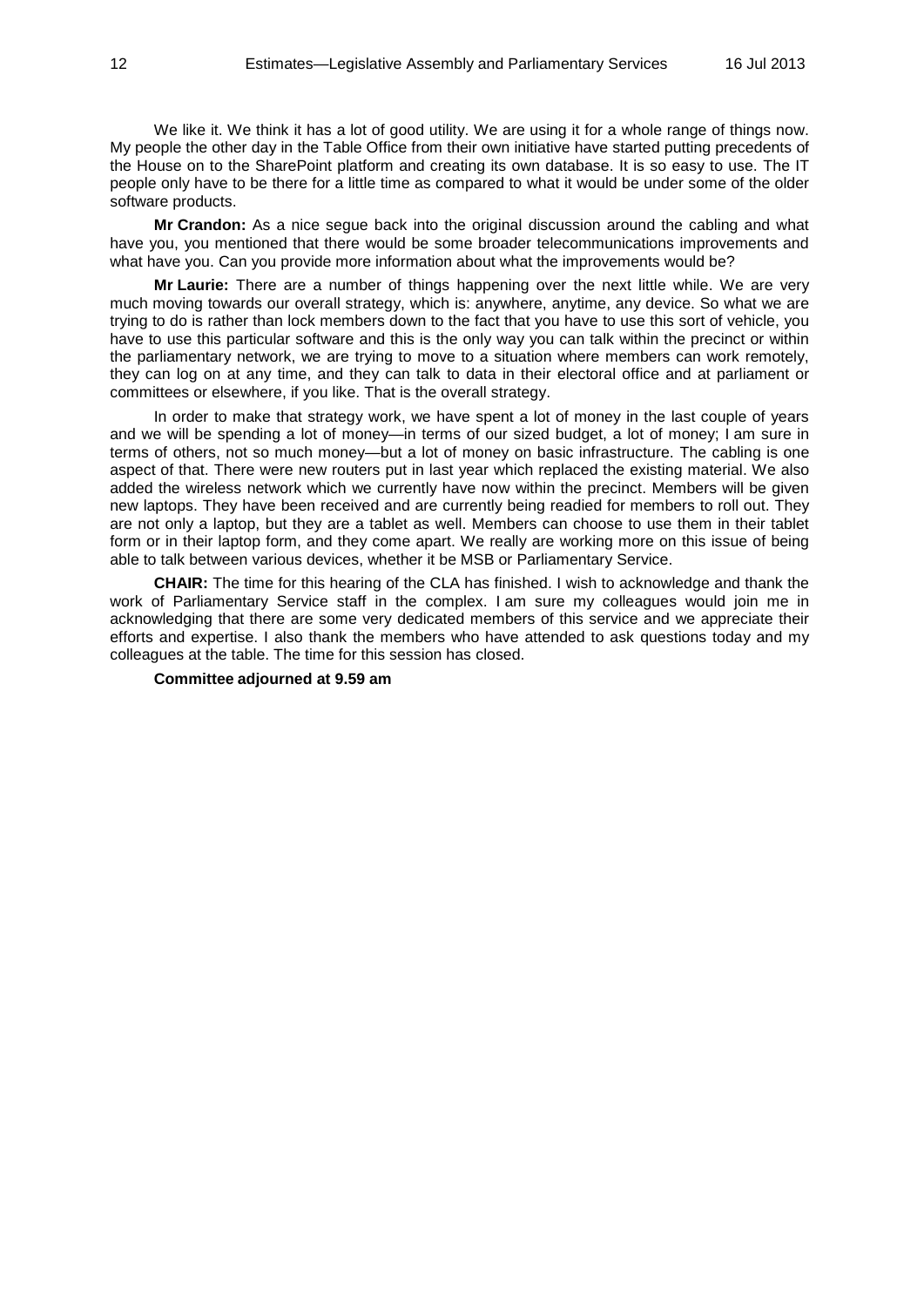We like it. We think it has a lot of good utility. We are using it for a whole range of things now. My people the other day in the Table Office from their own initiative have started putting precedents of the House on to the SharePoint platform and creating its own database. It is so easy to use. The IT people only have to be there for a little time as compared to what it would be under some of the older software products.

**Mr Crandon:** As a nice segue back into the original discussion around the cabling and what have you, you mentioned that there would be some broader telecommunications improvements and what have you. Can you provide more information about what the improvements would be?

**Mr Laurie:** There are a number of things happening over the next little while. We are very much moving towards our overall strategy, which is: anywhere, anytime, any device. So what we are trying to do is rather than lock members down to the fact that you have to use this sort of vehicle, you have to use this particular software and this is the only way you can talk within the precinct or within the parliamentary network, we are trying to move to a situation where members can work remotely, they can log on at any time, and they can talk to data in their electoral office and at parliament or committees or elsewhere, if you like. That is the overall strategy.

In order to make that strategy work, we have spent a lot of money in the last couple of years and we will be spending a lot of money—in terms of our sized budget, a lot of money; I am sure in terms of others, not so much money—but a lot of money on basic infrastructure. The cabling is one aspect of that. There were new routers put in last year which replaced the existing material. We also added the wireless network which we currently have now within the precinct. Members will be given new laptops. They have been received and are currently being readied for members to roll out. They are not only a laptop, but they are a tablet as well. Members can choose to use them in their tablet form or in their laptop form, and they come apart. We really are working more on this issue of being able to talk between various devices, whether it be MSB or Parliamentary Service.

**CHAIR:** The time for this hearing of the CLA has finished. I wish to acknowledge and thank the work of Parliamentary Service staff in the complex. I am sure my colleagues would join me in acknowledging that there are some very dedicated members of this service and we appreciate their efforts and expertise. I also thank the members who have attended to ask questions today and my colleagues at the table. The time for this session has closed.

**Committee adjourned at 9.59 am**